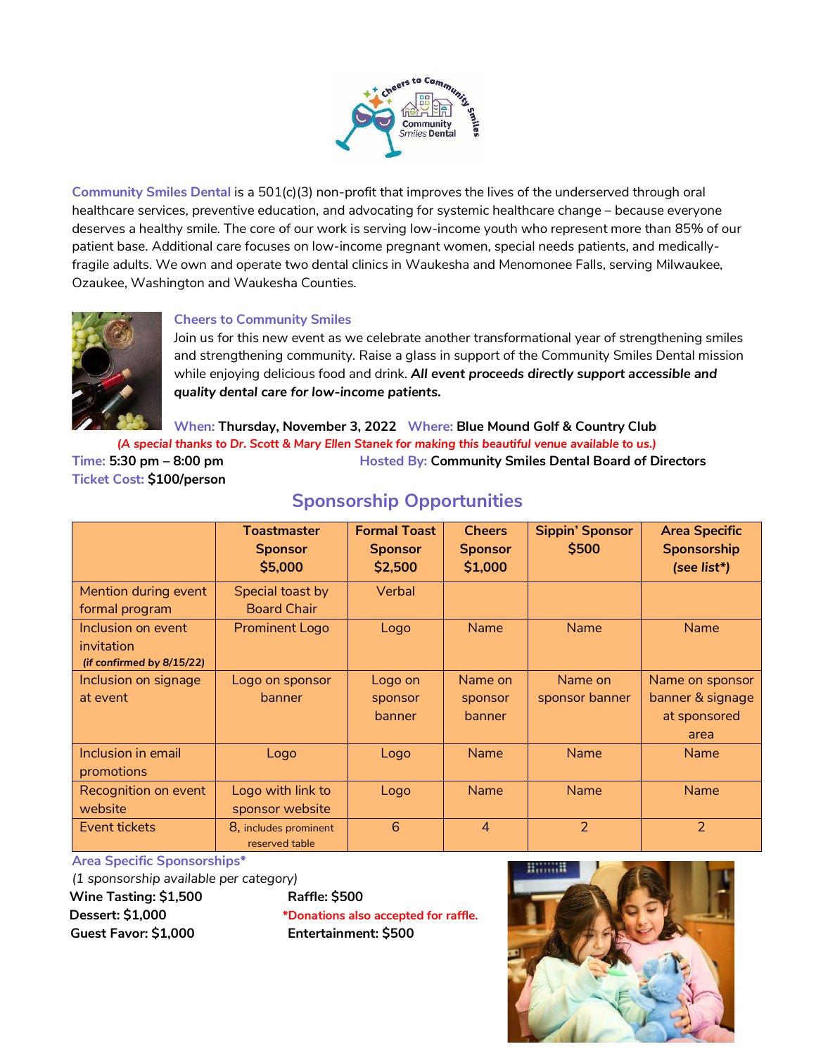**Community Smiles Dental** is a 501(c)(3) non-profit that improves the lives of the underserved through oral healthcare services, preventive education, and advocating for systemic healthcare change – because everyone deserves a healthy smile. The core of our work is serving low-income youth who represent more than 85% of our patient base. Additional care focuses on low-income pregnant women, special needs patients, and medically-fragile adults. We own and operate two dental clinics in Waukesha and Menomonee Falls, serving Milwaukee, Ozaukee, Washington and Waukesha Counties.

### Cheers to Community Smiles

Join us for this new event as we celebrate another transformational year of strengthening smiles and strengthening community. Raise a glass in support of the Community Smiles Dental mission while enjoying delicious food and drink. ***All event proceeds directly support accessible and quality dental care for low-income patients.***

**When: Thursday, November 3, 2022** **Where: Blue Mound Golf & Country Club**

*(A special thanks to Dr. Scott & Mary Ellen Stanek for making this beautiful venue available to us.)*

**Time: 5:30 pm – 8:00 pm** **Hosted By: Community Smiles Dental Board of Directors**

**Ticket Cost: $100/person**

## Sponsorship Opportunities

| | Toastmaster Sponsor $5,000 | Formal Toast Sponsor $2,500 | Cheers Sponsor $1,000 | Sippin' Sponsor $500 | Area Specific Sponsorship *(see list*)* |
|---|---|---|---|---|---|
| Mention during event formal program | Special toast by Board Chair | Verbal | | | |
| Inclusion on event invitation *(if confirmed by 8/15/22)* | Prominent Logo | Logo | Name | Name | Name |
| Inclusion on signage at event | Logo on sponsor banner | Logo on sponsor banner | Name on sponsor banner | Name on sponsor banner | Name on sponsor banner & signage at sponsored area |
| Inclusion in email promotions | Logo | Logo | Name | Name | Name |
| Recognition on event website | Logo with link to sponsor website | Logo | Name | Name | Name |
| Event tickets | 8, includes prominent reserved table | 6 | 4 | 2 | 2 |

### Area Specific Sponsorships*

*(1 sponsorship available per category)*

**Wine Tasting: $1,500**
**Dessert: $1,000**
**Guest Favor: $1,000**
**Raffle: $500**
***Donations also accepted for raffle.**
**Entertainment: $500**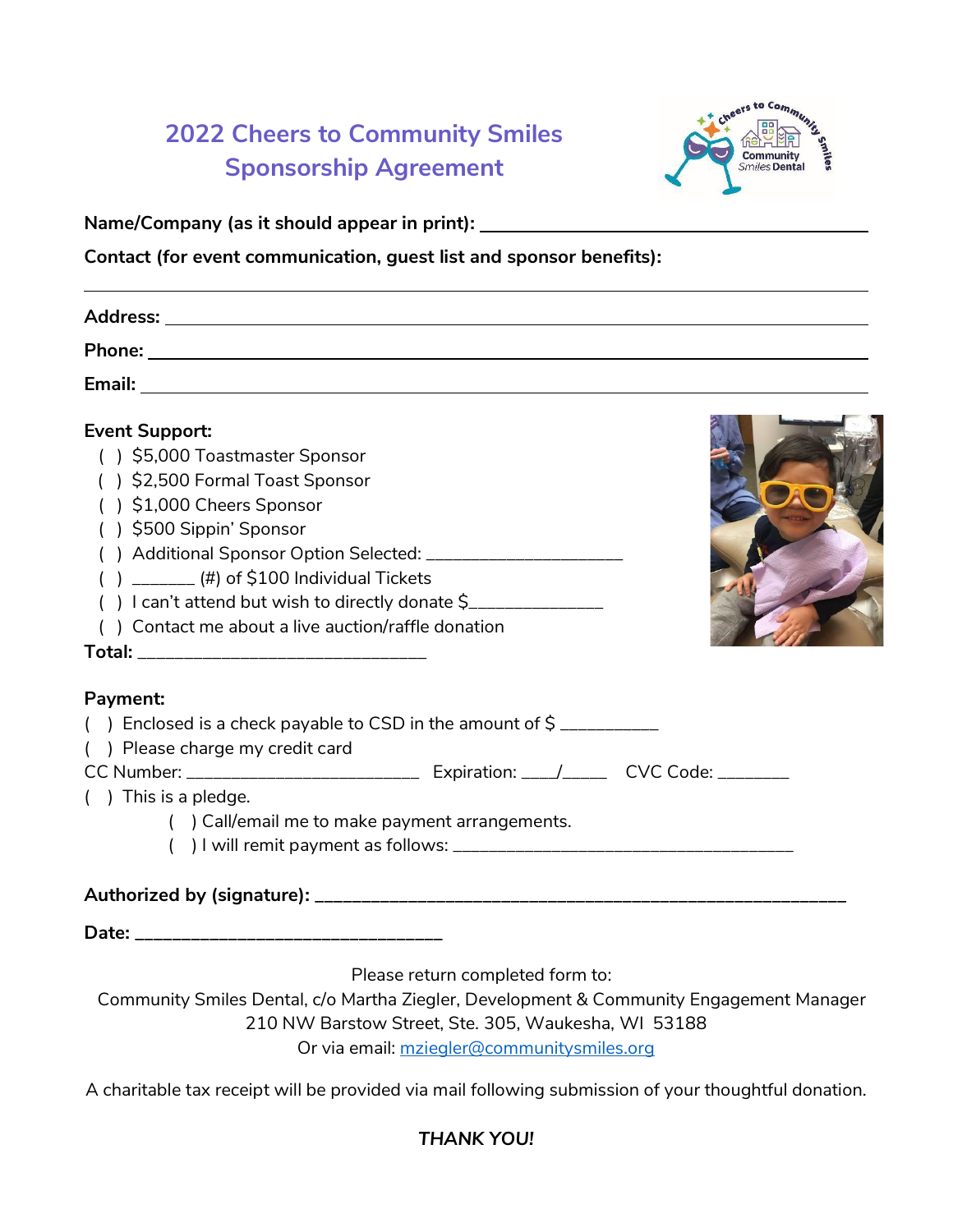# 2022 Cheers to Community Smiles Sponsorship Agreement

**Name/Company (as it should appear in print):** ________________________________

**Contact (for event communication, guest list and sponsor benefits):**

________________________________________________________________

**Address:** ________________________________________________________________

**Phone:** ________________________________________________________________

**Email:** ________________________________________________________________

**Event Support:**

( ) $5,000 Toastmaster Sponsor
( ) $2,500 Formal Toast Sponsor
( ) $1,000 Cheers Sponsor
( ) $500 Sippin' Sponsor
( ) Additional Sponsor Option Selected: ______________________
( ) _______ (#) of $100 Individual Tickets
( ) I can't attend but wish to directly donate $_______________
( ) Contact me about a live auction/raffle donation

**Total:** ________________________________

**Payment:**

( ) Enclosed is a check payable to CSD in the amount of $ ___________
( ) Please charge my credit card

CC Number: ___________________________ Expiration: ____/_____ CVC Code: ________

( ) This is a pledge.
- ( ) Call/email me to make payment arrangements.
- ( ) I will remit payment as follows: ______________________________________

**Authorized by (signature):** ___________________________________________________________

**Date:** __________________________________

Please return completed form to:
Community Smiles Dental, c/o Martha Ziegler, Development & Community Engagement Manager
210 NW Barstow Street, Ste. 305, Waukesha, WI 53188
Or via email: mziegler@communitysmiles.org

A charitable tax receipt will be provided via mail following submission of your thoughtful donation.

***THANK YOU!***